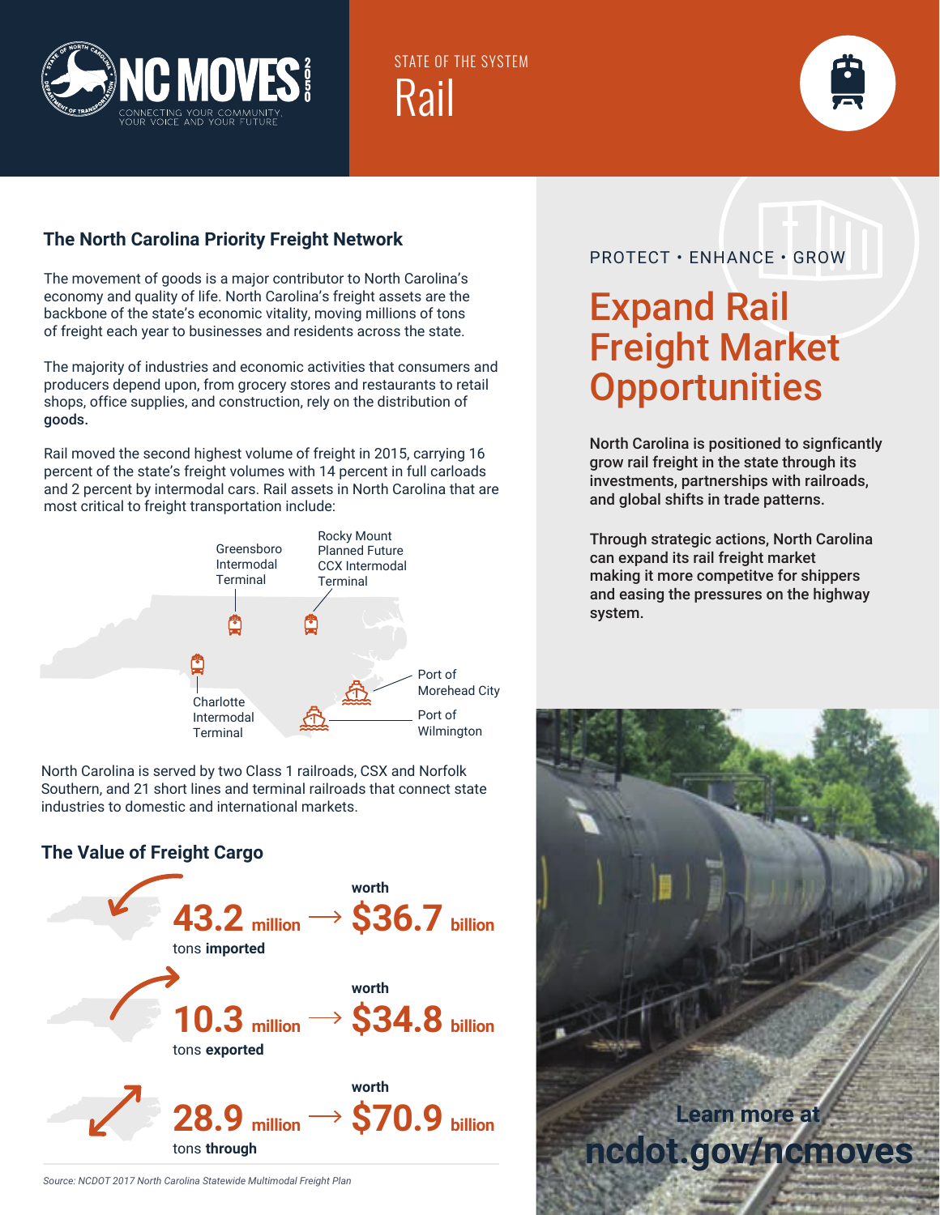NC MOVES 2050

CONNECTING YOUR COMMUNITY, YOUR VOICE AND YOUR FUTURE

STATE OF THE SYSTEM

# Rail

## The North Carolina Priority Freight Network

The movement of goods is a major contributor to North Carolina's economy and quality of life. North Carolina's freight assets are the backbone of the state's economic vitality, moving millions of tons of freight each year to businesses and residents across the state.

The majority of industries and economic activities that consumers and producers depend upon, from grocery stores and restaurants to retail shops, office supplies, and construction, rely on the distribution of goods.

Rail moved the second highest volume of freight in 2015, carrying 16 percent of the state's freight volumes with 14 percent in full carloads and 2 percent by intermodal cars. Rail assets in North Carolina that are most critical to freight transportation include:

- Greensboro Intermodal Terminal
- Rocky Mount Planned Future CCX Intermodal Terminal
- Charlotte Intermodal Terminal
- Port of Morehead City
- Port of Wilmington

North Carolina is served by two Class 1 railroads, CSX and Norfolk Southern, and 21 short lines and terminal railroads that connect state industries to domestic and international markets.

## The Value of Freight Cargo

**43.2 million** tons **imported** → worth **$36.7 billion**

**10.3 million** tons **exported** → worth **$34.8 billion**

**28.9 million** tons **through** → worth **$70.9 billion**

*Source: NCDOT 2017 North Carolina Statewide Multimodal Freight Plan*

PROTECT • ENHANCE • GROW

## Expand Rail Freight Market Opportunities

**North Carolina is positioned to signficantly grow rail freight in the state through its investments, partnerships with railroads, and global shifts in trade patterns.**

**Through strategic actions, North Carolina can expand its rail freight market making it more competitve for shippers and easing the pressures on the highway system.**

**Learn more at ncdot.gov/ncmoves**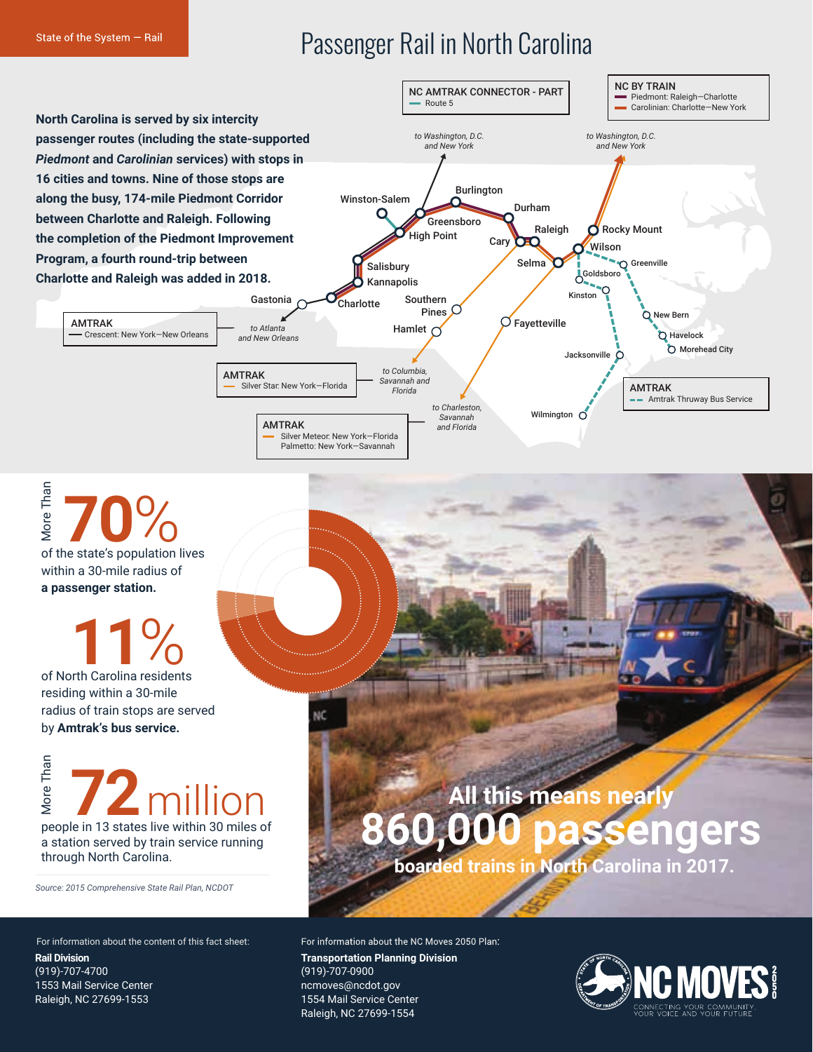State of the System — Rail

# Passenger Rail in North Carolina

**North Carolina is served by six intercity passenger routes (including the state-supported *Piedmont* and *Carolinian* services) with stops in 16 cities and towns. Nine of those stops are along the busy, 174-mile Piedmont Corridor between Charlotte and Raleigh. Following the completion of the Piedmont Improvement Program, a fourth round-trip between Charlotte and Raleigh was added in 2018.**

NC AMTRAK CONNECTOR - PART
Route 5

NC BY TRAIN
Piedmont: Raleigh—Charlotte
Carolinian: Charlotte—New York

AMTRAK
Crescent: New York—New Orleans

AMTRAK
Silver Star: New York—Florida

AMTRAK
Silver Meteor: New York—Florida
Palmetto: New York—Savannah

AMTRAK
Amtrak Thruway Bus Service

*to Washington, D.C. and New York*
*to Washington, D.C. and New York*
*to Atlanta and New Orleans*
*to Columbia, Savannah and Florida*
*to Charleston, Savannah and Florida*

Winston-Salem
Burlington
Durham
Greensboro
High Point
Cary
Raleigh
Rocky Mount
Wilson
Selma
Salisbury
Kannapolis
Gastonia
Charlotte
Southern Pines
Hamlet
Fayetteville
Goldsboro
Greenville
Kinston
New Bern
Havelock
Morehead City
Jacksonville
Wilmington

More Than **70%** of the state's population lives within a 30-mile radius of **a passenger station.**

**11%** of North Carolina residents residing within a 30-mile radius of train stops are served by **Amtrak's bus service.**

More Than **72 million** people in 13 states live within 30 miles of a station served by train service running through North Carolina.

*Source: 2015 Comprehensive State Rail Plan, NCDOT*

**All this means nearly 860,000 passengers boarded trains in North Carolina in 2017.**

For information about the content of this fact sheet:
**Rail Division**
(919)-707-4700
1553 Mail Service Center
Raleigh, NC 27699-1553

For information about the NC Moves 2050 Plan:
**Transportation Planning Division**
(919)-707-0900
ncmoves@ncdot.gov
1554 Mail Service Center
Raleigh, NC 27699-1554

NC MOVES 2050
CONNECTING YOUR COMMUNITY, YOUR VOICE AND YOUR FUTURE